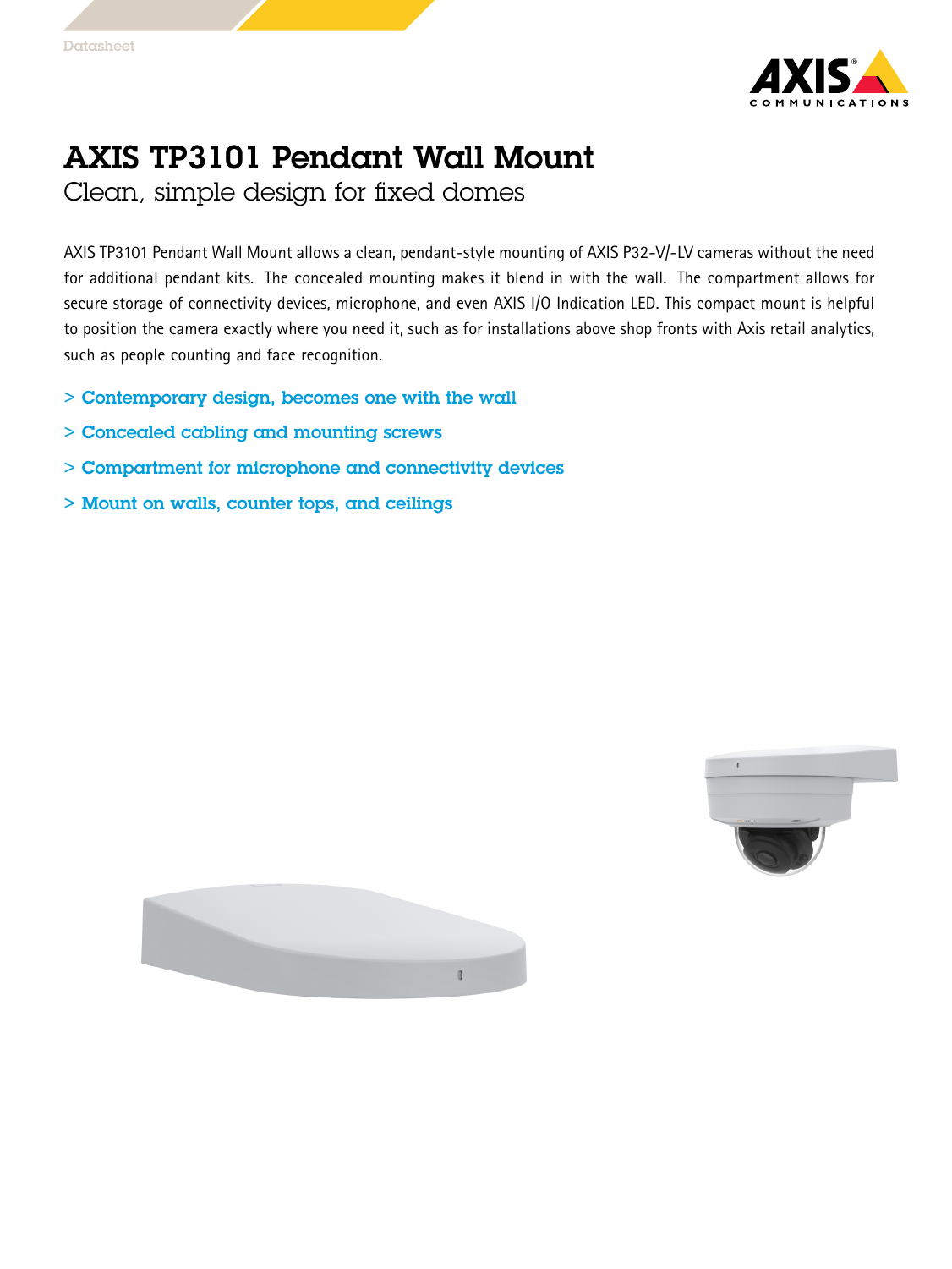Datasheet

# AXIS TP3101 Pendant Wall Mount

## Clean, simple design for fixed domes

AXIS TP3101 Pendant Wall Mount allows a clean, pendant-style mounting of AXIS P32-V/-LV cameras without the need for additional pendant kits. The concealed mounting makes it blend in with the wall. The compartment allows for secure storage of connectivity devices, microphone, and even AXIS I/O Indication LED. This compact mount is helpful to position the camera exactly where you need it, such as for installations above shop fronts with Axis retail analytics, such as people counting and face recognition.

> Contemporary design, becomes one with the wall

> Concealed cabling and mounting screws

> Compartment for microphone and connectivity devices

> Mount on walls, counter tops, and ceilings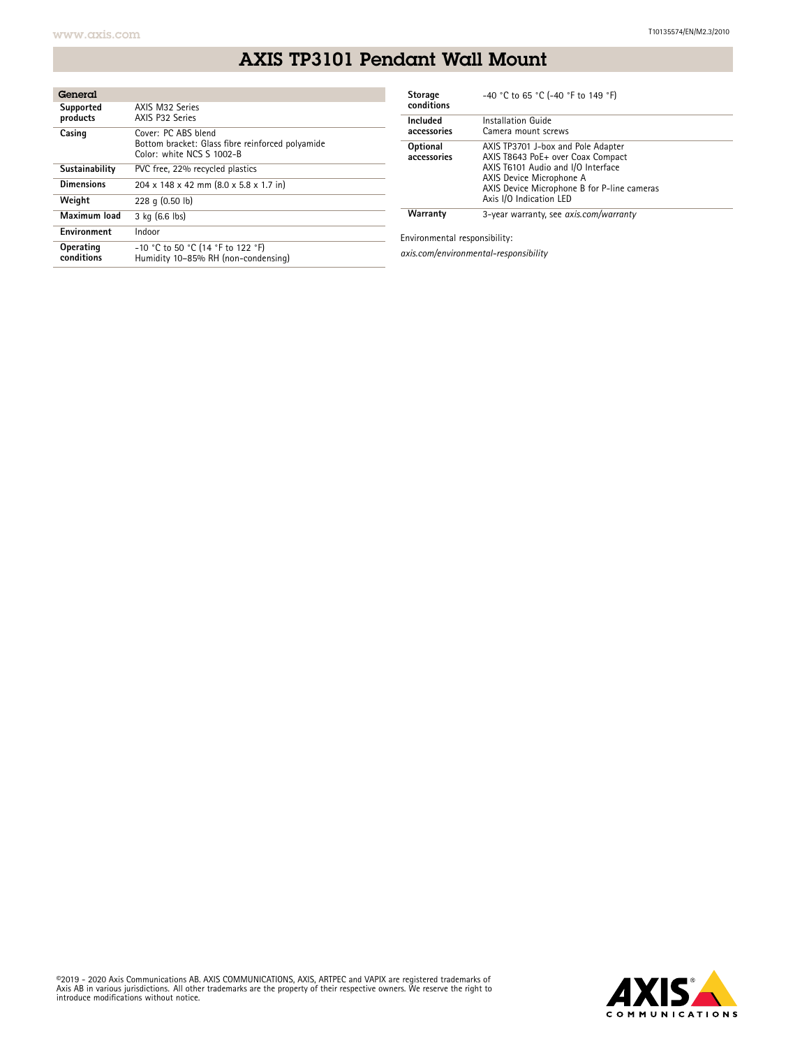# AXIS TP3101 Pendant Wall Mount

## General

| | |
|---|---|
| **Supported products** | AXIS M32 Series<br>AXIS P32 Series |
| **Casing** | Cover: PC ABS blend<br>Bottom bracket: Glass fibre reinforced polyamide<br>Color: white NCS S 1002-B |
| **Sustainability** | PVC free, 22% recycled plastics |
| **Dimensions** | 204 x 148 x 42 mm (8.0 x 5.8 x 1.7 in) |
| **Weight** | 228 g (0.50 lb) |
| **Maximum load** | 3 kg (6.6 lbs) |
| **Environment** | Indoor |
| **Operating conditions** | -10 °C to 50 °C (14 °F to 122 °F)<br>Humidity 10–85% RH (non-condensing) |
| **Storage conditions** | -40 °C to 65 °C (-40 °F to 149 °F) |
| **Included accessories** | Installation Guide<br>Camera mount screws |
| **Optional accessories** | AXIS TP3701 J-box and Pole Adapter<br>AXIS T8643 PoE+ over Coax Compact<br>AXIS T6101 Audio and I/O Interface<br>AXIS Device Microphone A<br>AXIS Device Microphone B for P-line cameras<br>Axis I/O Indication LED |
| **Warranty** | 3-year warranty, see *axis.com/warranty* |

Environmental responsibility:

*axis.com/environmental-responsibility*

©2019 - 2020 Axis Communications AB. AXIS COMMUNICATIONS, AXIS, ARTPEC and VAPIX are registered trademarks of Axis AB in various jurisdictions. All other trademarks are the property of their respective owners. We reserve the right to introduce modifications without notice.